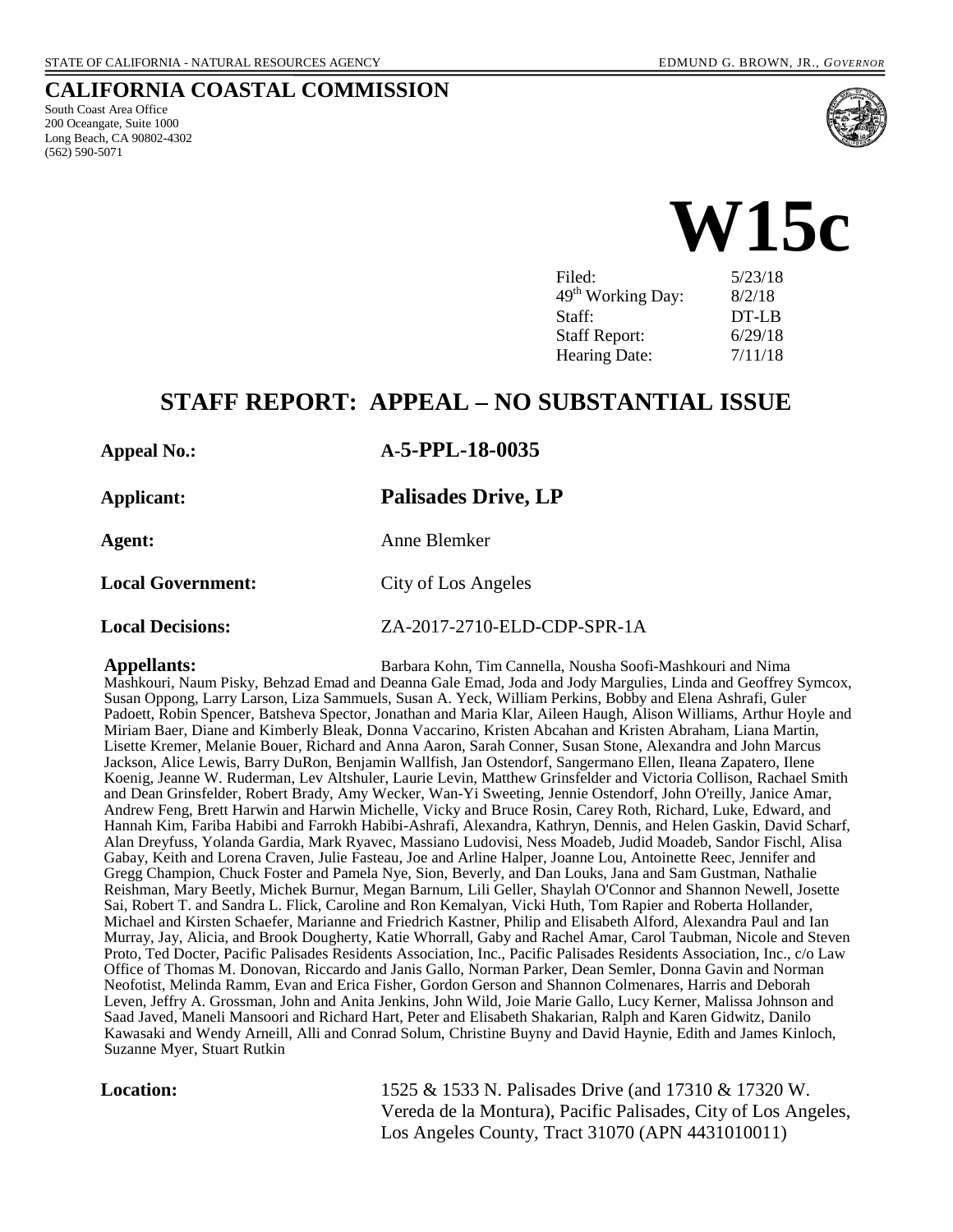STATE OF CALIFORNIA - NATURAL RESOURCES AGENCY EDMUND G. BROWN, JR., *GOVERNOR*

# CALIFORNIA COASTAL COMMISSION

South Coast Area Office
200 Oceangate, Suite 1000
Long Beach, CA 90802-4302
(562) 590-5071

# W15c

| | |
|---|---|
| Filed: | 5/23/18 |
| 49th Working Day: | 8/2/18 |
| Staff: | DT-LB |
| Staff Report: | 6/29/18 |
| Hearing Date: | 7/11/18 |

## STAFF REPORT: APPEAL – NO SUBSTANTIAL ISSUE

**Appeal No.:** **A-5-PPL-18-0035**

**Applicant:** **Palisades Drive, LP**

**Agent:** Anne Blemker

**Local Government:** City of Los Angeles

**Local Decisions:** ZA-2017-2710-ELD-CDP-SPR-1A

**Appellants:** Barbara Kohn, Tim Cannella, Nousha Soofi-Mashkouri and Nima Mashkouri, Naum Pisky, Behzad Emad and Deanna Gale Emad, Joda and Jody Margulies, Linda and Geoffrey Symcox, Susan Oppong, Larry Larson, Liza Sammuels, Susan A. Yeck, William Perkins, Bobby and Elena Ashrafi, Guler Padoett, Robin Spencer, Batsheva Spector, Jonathan and Maria Klar, Aileen Haugh, Alison Williams, Arthur Hoyle and Miriam Baer, Diane and Kimberly Bleak, Donna Vaccarino, Kristen Abcahan and Kristen Abraham, Liana Martin, Lisette Kremer, Melanie Bouer, Richard and Anna Aaron, Sarah Conner, Susan Stone, Alexandra and John Marcus Jackson, Alice Lewis, Barry DuRon, Benjamin Wallfish, Jan Ostendorf, Sangermano Ellen, Ileana Zapatero, Ilene Koenig, Jeanne W. Ruderman, Lev Altshuler, Laurie Levin, Matthew Grinsfelder and Victoria Collison, Rachael Smith and Dean Grinsfelder, Robert Brady, Amy Wecker, Wan-Yi Sweeting, Jennie Ostendorf, John O'reilly, Janice Amar, Andrew Feng, Brett Harwin and Harwin Michelle, Vicky and Bruce Rosin, Carey Roth, Richard, Luke, Edward, and Hannah Kim, Fariba Habibi and Farrokh Habibi-Ashrafi, Alexandra, Kathryn, Dennis, and Helen Gaskin, David Scharf, Alan Dreyfuss, Yolanda Gardia, Mark Ryavec, Massiano Ludovisi, Ness Moadeb, Judid Moadeb, Sandor Fischl, Alisa Gabay, Keith and Lorena Craven, Julie Fasteau, Joe and Arline Halper, Joanne Lou, Antoinette Reec, Jennifer and Gregg Champion, Chuck Foster and Pamela Nye, Sion, Beverly, and Dan Louks, Jana and Sam Gustman, Nathalie Reishman, Mary Beetly, Michek Burnur, Megan Barnum, Lili Geller, Shaylah O'Connor and Shannon Newell, Josette Sai, Robert T. and Sandra L. Flick, Caroline and Ron Kemalyan, Vicki Huth, Tom Rapier and Roberta Hollander, Michael and Kirsten Schaefer, Marianne and Friedrich Kastner, Philip and Elisabeth Alford, Alexandra Paul and Ian Murray, Jay, Alicia, and Brook Dougherty, Katie Whorrall, Gaby and Rachel Amar, Carol Taubman, Nicole and Steven Proto, Ted Docter, Pacific Palisades Residents Association, Inc., Pacific Palisades Residents Association, Inc., c/o Law Office of Thomas M. Donovan, Riccardo and Janis Gallo, Norman Parker, Dean Semler, Donna Gavin and Norman Neofotist, Melinda Ramm, Evan and Erica Fisher, Gordon Gerson and Shannon Colmenares, Harris and Deborah Leven, Jeffry A. Grossman, John and Anita Jenkins, John Wild, Joie Marie Gallo, Lucy Kerner, Malissa Johnson and Saad Javed, Maneli Mansoori and Richard Hart, Peter and Elisabeth Shakarian, Ralph and Karen Gidwitz, Danilo Kawasaki and Wendy Arneill, Alli and Conrad Solum, Christine Buyny and David Haynie, Edith and James Kinloch, Suzanne Myer, Stuart Rutkin

**Location:** 1525 & 1533 N. Palisades Drive (and 17310 & 17320 W. Vereda de la Montura), Pacific Palisades, City of Los Angeles, Los Angeles County, Tract 31070 (APN 4431010011)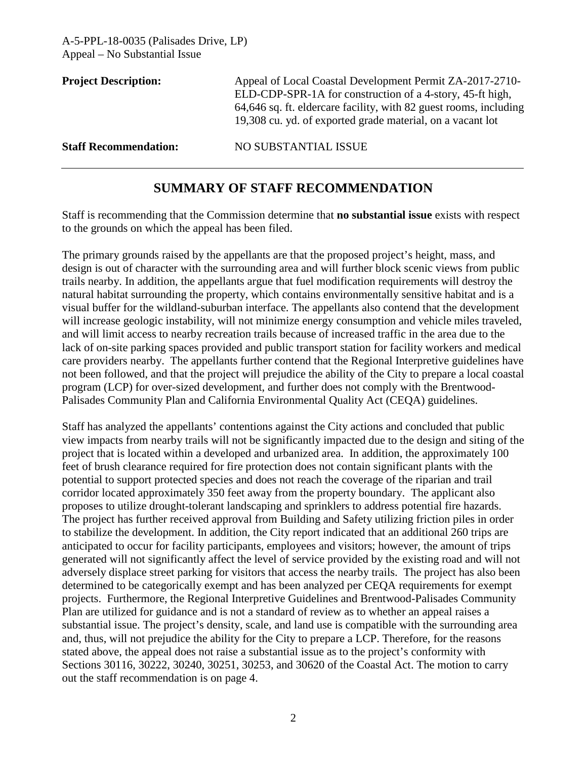**Project Description:** Appeal of Local Coastal Development Permit ZA-2017-2710-ELD-CDP-SPR-1A for construction of a 4-story, 45-ft high, 64,646 sq. ft. eldercare facility, with 82 guest rooms, including 19,308 cu. yd. of exported grade material, on a vacant lot

**Staff Recommendation:** NO SUBSTANTIAL ISSUE

## SUMMARY OF STAFF RECOMMENDATION

Staff is recommending that the Commission determine that **no substantial issue** exists with respect to the grounds on which the appeal has been filed.

The primary grounds raised by the appellants are that the proposed project's height, mass, and design is out of character with the surrounding area and will further block scenic views from public trails nearby. In addition, the appellants argue that fuel modification requirements will destroy the natural habitat surrounding the property, which contains environmentally sensitive habitat and is a visual buffer for the wildland-suburban interface. The appellants also contend that the development will increase geologic instability, will not minimize energy consumption and vehicle miles traveled, and will limit access to nearby recreation trails because of increased traffic in the area due to the lack of on-site parking spaces provided and public transport station for facility workers and medical care providers nearby. The appellants further contend that the Regional Interpretive guidelines have not been followed, and that the project will prejudice the ability of the City to prepare a local coastal program (LCP) for over-sized development, and further does not comply with the Brentwood-Palisades Community Plan and California Environmental Quality Act (CEQA) guidelines.

Staff has analyzed the appellants' contentions against the City actions and concluded that public view impacts from nearby trails will not be significantly impacted due to the design and siting of the project that is located within a developed and urbanized area. In addition, the approximately 100 feet of brush clearance required for fire protection does not contain significant plants with the potential to support protected species and does not reach the coverage of the riparian and trail corridor located approximately 350 feet away from the property boundary. The applicant also proposes to utilize drought-tolerant landscaping and sprinklers to address potential fire hazards. The project has further received approval from Building and Safety utilizing friction piles in order to stabilize the development. In addition, the City report indicated that an additional 260 trips are anticipated to occur for facility participants, employees and visitors; however, the amount of trips generated will not significantly affect the level of service provided by the existing road and will not adversely displace street parking for visitors that access the nearby trails. The project has also been determined to be categorically exempt and has been analyzed per CEQA requirements for exempt projects. Furthermore, the Regional Interpretive Guidelines and Brentwood-Palisades Community Plan are utilized for guidance and is not a standard of review as to whether an appeal raises a substantial issue. The project's density, scale, and land use is compatible with the surrounding area and, thus, will not prejudice the ability for the City to prepare a LCP. Therefore, for the reasons stated above, the appeal does not raise a substantial issue as to the project's conformity with Sections 30116, 30222, 30240, 30251, 30253, and 30620 of the Coastal Act. The motion to carry out the staff recommendation is on page 4.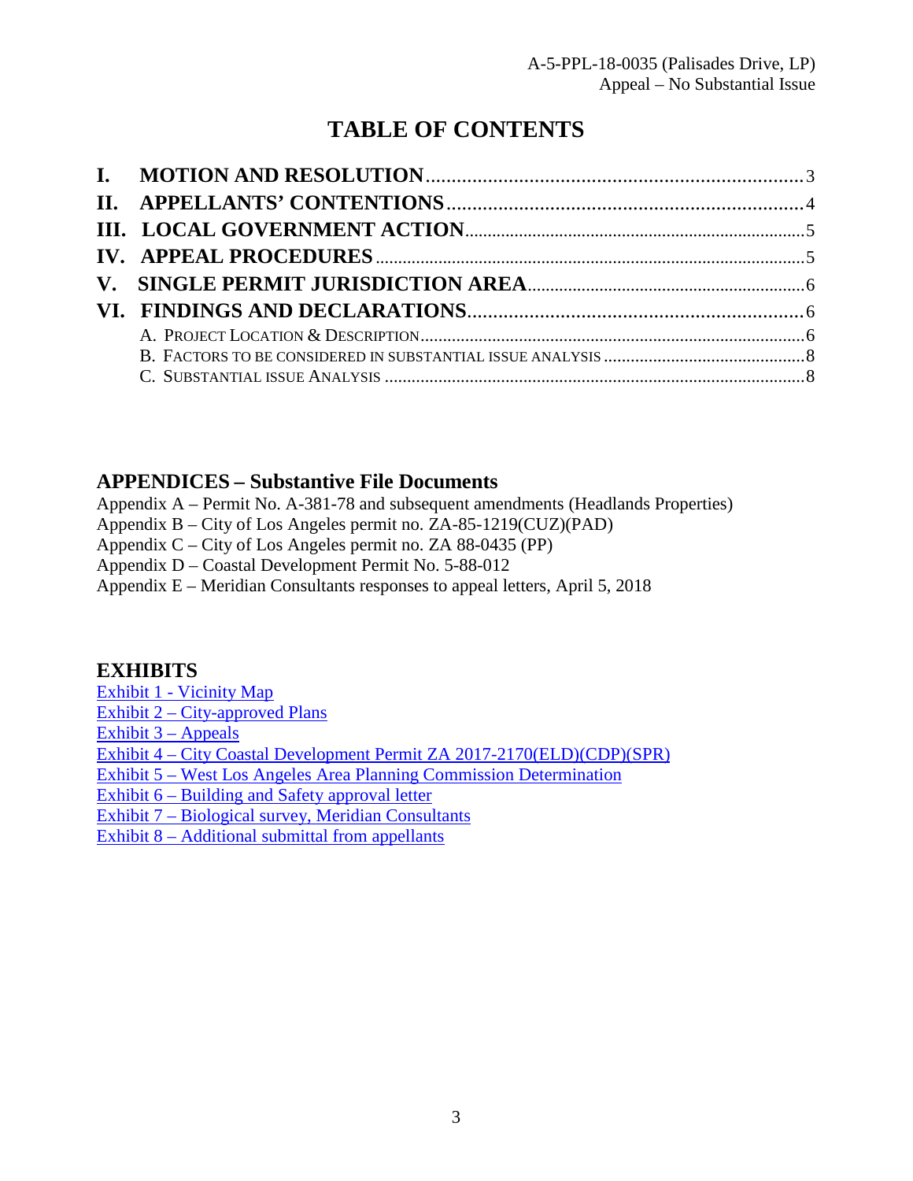# TABLE OF CONTENTS

**I. MOTION AND RESOLUTION** .......... 3
**II. APPELLANTS' CONTENTIONS** .......... 4
**III. LOCAL GOVERNMENT ACTION** .......... 5
**IV. APPEAL PROCEDURES** .......... 5
**V. SINGLE PERMIT JURISDICTION AREA** .......... 6
**VI. FINDINGS AND DECLARATIONS** .......... 6
- A. PROJECT LOCATION & DESCRIPTION .......... 6
- B. FACTORS TO BE CONSIDERED IN SUBSTANTIAL ISSUE ANALYSIS .......... 8
- C. SUBSTANTIAL ISSUE ANALYSIS .......... 8

## APPENDICES – Substantive File Documents

Appendix A – Permit No. A-381-78 and subsequent amendments (Headlands Properties)
Appendix B – City of Los Angeles permit no. ZA-85-1219(CUZ)(PAD)
Appendix C – City of Los Angeles permit no. ZA 88-0435 (PP)
Appendix D – Coastal Development Permit No. 5-88-012
Appendix E – Meridian Consultants responses to appeal letters, April 5, 2018

## EXHIBITS

Exhibit 1 - Vicinity Map
Exhibit 2 – City-approved Plans
Exhibit 3 – Appeals
Exhibit 4 – City Coastal Development Permit ZA 2017-2170(ELD)(CDP)(SPR)
Exhibit 5 – West Los Angeles Area Planning Commission Determination
Exhibit 6 – Building and Safety approval letter
Exhibit 7 – Biological survey, Meridian Consultants
Exhibit 8 – Additional submittal from appellants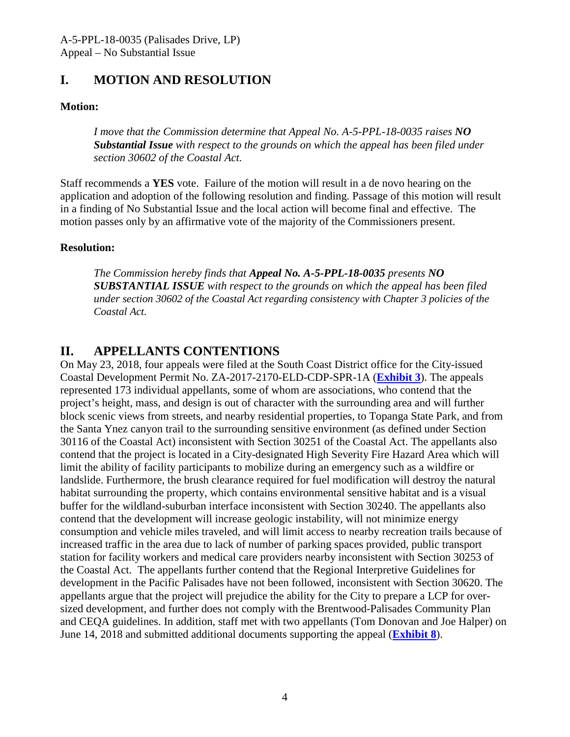## I. MOTION AND RESOLUTION

**Motion:**

> *I move that the Commission determine that Appeal No. A-5-PPL-18-0035 raises **NO Substantial Issue** with respect to the grounds on which the appeal has been filed under section 30602 of the Coastal Act.*

Staff recommends a **YES** vote. Failure of the motion will result in a de novo hearing on the application and adoption of the following resolution and finding. Passage of this motion will result in a finding of No Substantial Issue and the local action will become final and effective. The motion passes only by an affirmative vote of the majority of the Commissioners present.

**Resolution:**

> *The Commission hereby finds that **Appeal No. A-5-PPL-18-0035** presents **NO SUBSTANTIAL ISSUE** with respect to the grounds on which the appeal has been filed under section 30602 of the Coastal Act regarding consistency with Chapter 3 policies of the Coastal Act.*

## II. APPELLANTS CONTENTIONS

On May 23, 2018, four appeals were filed at the South Coast District office for the City-issued Coastal Development Permit No. ZA-2017-2170-ELD-CDP-SPR-1A (**Exhibit 3**). The appeals represented 173 individual appellants, some of whom are associations, who contend that the project's height, mass, and design is out of character with the surrounding area and will further block scenic views from streets, and nearby residential properties, to Topanga State Park, and from the Santa Ynez canyon trail to the surrounding sensitive environment (as defined under Section 30116 of the Coastal Act) inconsistent with Section 30251 of the Coastal Act. The appellants also contend that the project is located in a City-designated High Severity Fire Hazard Area which will limit the ability of facility participants to mobilize during an emergency such as a wildfire or landslide. Furthermore, the brush clearance required for fuel modification will destroy the natural habitat surrounding the property, which contains environmental sensitive habitat and is a visual buffer for the wildland-suburban interface inconsistent with Section 30240. The appellants also contend that the development will increase geologic instability, will not minimize energy consumption and vehicle miles traveled, and will limit access to nearby recreation trails because of increased traffic in the area due to lack of number of parking spaces provided, public transport station for facility workers and medical care providers nearby inconsistent with Section 30253 of the Coastal Act. The appellants further contend that the Regional Interpretive Guidelines for development in the Pacific Palisades have not been followed, inconsistent with Section 30620. The appellants argue that the project will prejudice the ability for the City to prepare a LCP for over-sized development, and further does not comply with the Brentwood-Palisades Community Plan and CEQA guidelines. In addition, staff met with two appellants (Tom Donovan and Joe Halper) on June 14, 2018 and submitted additional documents supporting the appeal (**Exhibit 8**).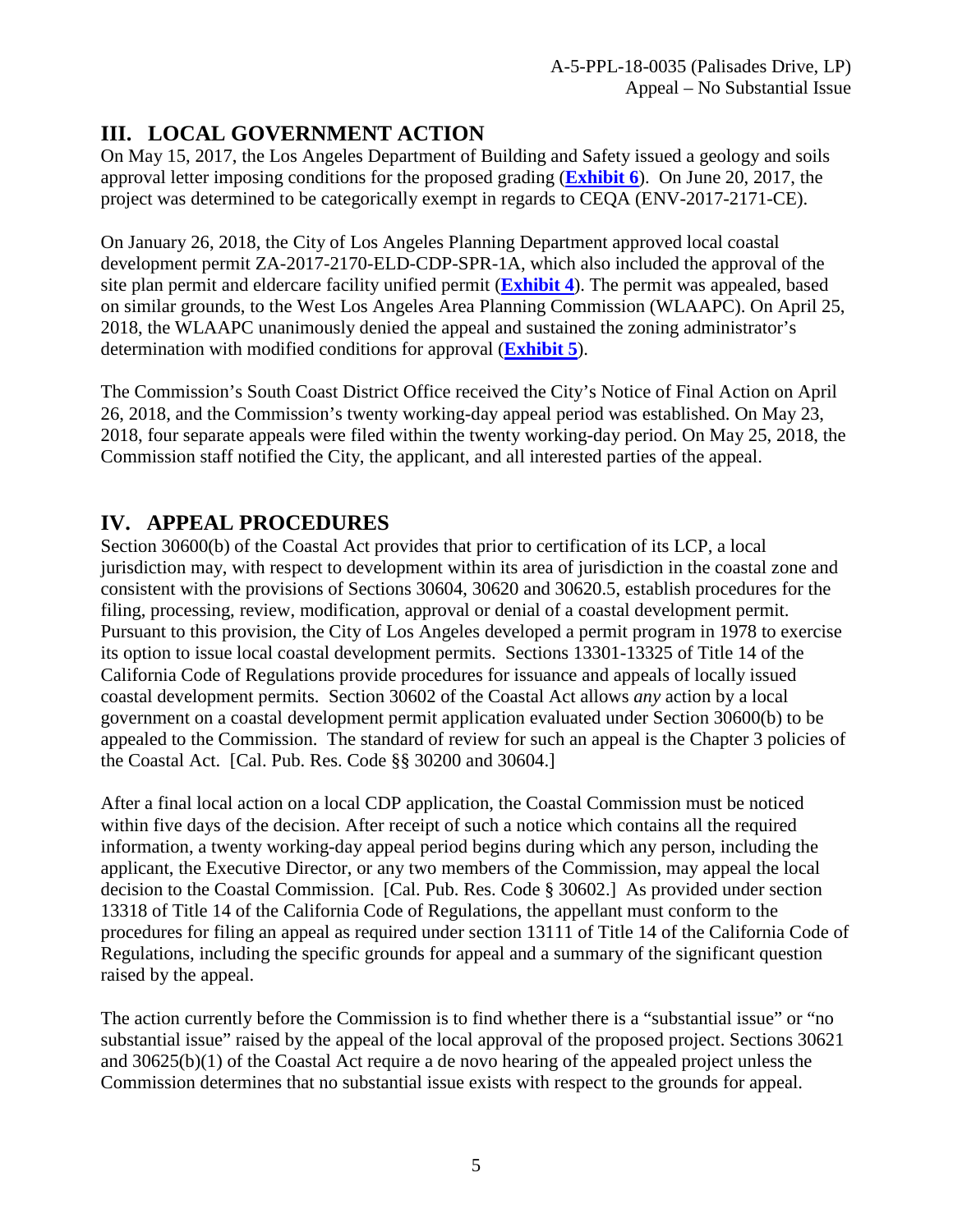## III. LOCAL GOVERNMENT ACTION

On May 15, 2017, the Los Angeles Department of Building and Safety issued a geology and soils approval letter imposing conditions for the proposed grading (**Exhibit 6**). On June 20, 2017, the project was determined to be categorically exempt in regards to CEQA (ENV-2017-2171-CE).

On January 26, 2018, the City of Los Angeles Planning Department approved local coastal development permit ZA-2017-2170-ELD-CDP-SPR-1A, which also included the approval of the site plan permit and eldercare facility unified permit (**Exhibit 4**). The permit was appealed, based on similar grounds, to the West Los Angeles Area Planning Commission (WLAAPC). On April 25, 2018, the WLAAPC unanimously denied the appeal and sustained the zoning administrator's determination with modified conditions for approval (**Exhibit 5**).

The Commission's South Coast District Office received the City's Notice of Final Action on April 26, 2018, and the Commission's twenty working-day appeal period was established. On May 23, 2018, four separate appeals were filed within the twenty working-day period. On May 25, 2018, the Commission staff notified the City, the applicant, and all interested parties of the appeal.

## IV. APPEAL PROCEDURES

Section 30600(b) of the Coastal Act provides that prior to certification of its LCP, a local jurisdiction may, with respect to development within its area of jurisdiction in the coastal zone and consistent with the provisions of Sections 30604, 30620 and 30620.5, establish procedures for the filing, processing, review, modification, approval or denial of a coastal development permit. Pursuant to this provision, the City of Los Angeles developed a permit program in 1978 to exercise its option to issue local coastal development permits. Sections 13301-13325 of Title 14 of the California Code of Regulations provide procedures for issuance and appeals of locally issued coastal development permits. Section 30602 of the Coastal Act allows *any* action by a local government on a coastal development permit application evaluated under Section 30600(b) to be appealed to the Commission. The standard of review for such an appeal is the Chapter 3 policies of the Coastal Act. [Cal. Pub. Res. Code §§ 30200 and 30604.]

After a final local action on a local CDP application, the Coastal Commission must be noticed within five days of the decision. After receipt of such a notice which contains all the required information, a twenty working-day appeal period begins during which any person, including the applicant, the Executive Director, or any two members of the Commission, may appeal the local decision to the Coastal Commission. [Cal. Pub. Res. Code § 30602.] As provided under section 13318 of Title 14 of the California Code of Regulations, the appellant must conform to the procedures for filing an appeal as required under section 13111 of Title 14 of the California Code of Regulations, including the specific grounds for appeal and a summary of the significant question raised by the appeal.

The action currently before the Commission is to find whether there is a "substantial issue" or "no substantial issue" raised by the appeal of the local approval of the proposed project. Sections 30621 and 30625(b)(1) of the Coastal Act require a de novo hearing of the appealed project unless the Commission determines that no substantial issue exists with respect to the grounds for appeal.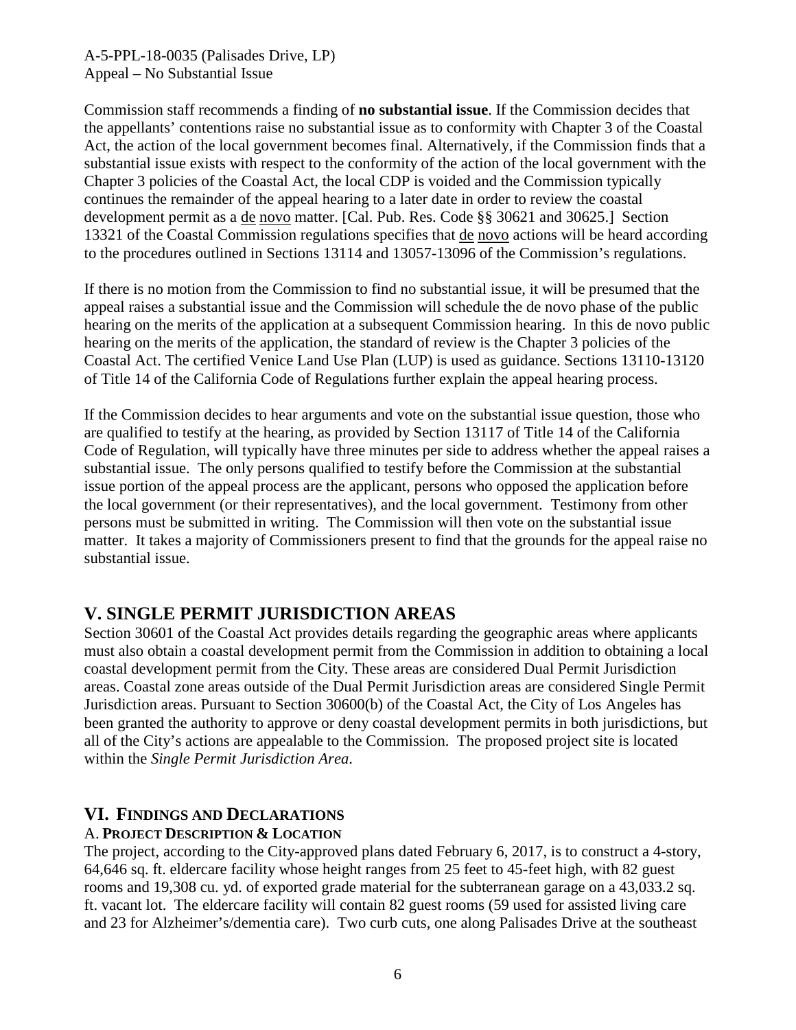Commission staff recommends a finding of **no substantial issue**. If the Commission decides that the appellants' contentions raise no substantial issue as to conformity with Chapter 3 of the Coastal Act, the action of the local government becomes final. Alternatively, if the Commission finds that a substantial issue exists with respect to the conformity of the action of the local government with the Chapter 3 policies of the Coastal Act, the local CDP is voided and the Commission typically continues the remainder of the appeal hearing to a later date in order to review the coastal development permit as a de novo matter. [Cal. Pub. Res. Code §§ 30621 and 30625.] Section 13321 of the Coastal Commission regulations specifies that de novo actions will be heard according to the procedures outlined in Sections 13114 and 13057-13096 of the Commission's regulations.

If there is no motion from the Commission to find no substantial issue, it will be presumed that the appeal raises a substantial issue and the Commission will schedule the de novo phase of the public hearing on the merits of the application at a subsequent Commission hearing. In this de novo public hearing on the merits of the application, the standard of review is the Chapter 3 policies of the Coastal Act. The certified Venice Land Use Plan (LUP) is used as guidance. Sections 13110-13120 of Title 14 of the California Code of Regulations further explain the appeal hearing process.

If the Commission decides to hear arguments and vote on the substantial issue question, those who are qualified to testify at the hearing, as provided by Section 13117 of Title 14 of the California Code of Regulation, will typically have three minutes per side to address whether the appeal raises a substantial issue. The only persons qualified to testify before the Commission at the substantial issue portion of the appeal process are the applicant, persons who opposed the application before the local government (or their representatives), and the local government. Testimony from other persons must be submitted in writing. The Commission will then vote on the substantial issue matter. It takes a majority of Commissioners present to find that the grounds for the appeal raise no substantial issue.

## V. SINGLE PERMIT JURISDICTION AREAS

Section 30601 of the Coastal Act provides details regarding the geographic areas where applicants must also obtain a coastal development permit from the Commission in addition to obtaining a local coastal development permit from the City. These areas are considered Dual Permit Jurisdiction areas. Coastal zone areas outside of the Dual Permit Jurisdiction areas are considered Single Permit Jurisdiction areas. Pursuant to Section 30600(b) of the Coastal Act, the City of Los Angeles has been granted the authority to approve or deny coastal development permits in both jurisdictions, but all of the City's actions are appealable to the Commission. The proposed project site is located within the *Single Permit Jurisdiction Area*.

## VI. FINDINGS AND DECLARATIONS

### A. PROJECT DESCRIPTION & LOCATION

The project, according to the City-approved plans dated February 6, 2017, is to construct a 4-story, 64,646 sq. ft. eldercare facility whose height ranges from 25 feet to 45-feet high, with 82 guest rooms and 19,308 cu. yd. of exported grade material for the subterranean garage on a 43,033.2 sq. ft. vacant lot. The eldercare facility will contain 82 guest rooms (59 used for assisted living care and 23 for Alzheimer's/dementia care). Two curb cuts, one along Palisades Drive at the southeast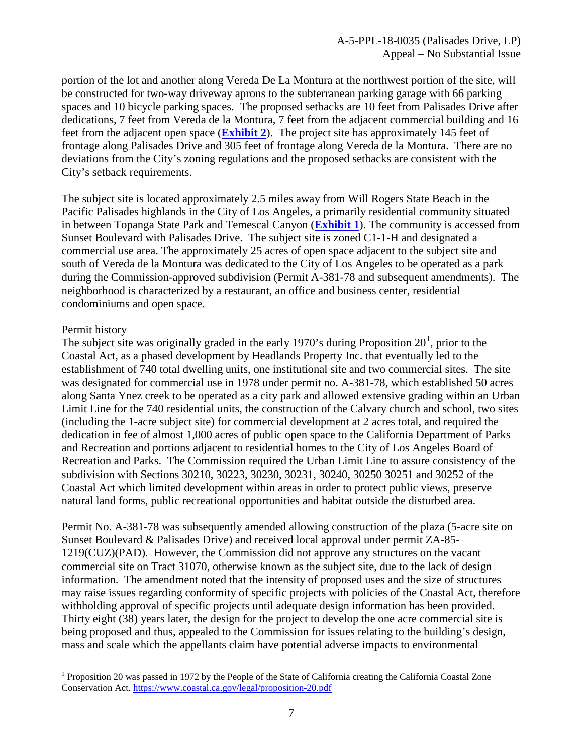portion of the lot and another along Vereda De La Montura at the northwest portion of the site, will be constructed for two-way driveway aprons to the subterranean parking garage with 66 parking spaces and 10 bicycle parking spaces. The proposed setbacks are 10 feet from Palisades Drive after dedications, 7 feet from Vereda de la Montura, 7 feet from the adjacent commercial building and 16 feet from the adjacent open space (**Exhibit 2**). The project site has approximately 145 feet of frontage along Palisades Drive and 305 feet of frontage along Vereda de la Montura. There are no deviations from the City's zoning regulations and the proposed setbacks are consistent with the City's setback requirements.

The subject site is located approximately 2.5 miles away from Will Rogers State Beach in the Pacific Palisades highlands in the City of Los Angeles, a primarily residential community situated in between Topanga State Park and Temescal Canyon (**Exhibit 1**). The community is accessed from Sunset Boulevard with Palisades Drive. The subject site is zoned C1-1-H and designated a commercial use area. The approximately 25 acres of open space adjacent to the subject site and south of Vereda de la Montura was dedicated to the City of Los Angeles to be operated as a park during the Commission-approved subdivision (Permit A-381-78 and subsequent amendments). The neighborhood is characterized by a restaurant, an office and business center, residential condominiums and open space.

Permit history

The subject site was originally graded in the early 1970's during Proposition 20[1], prior to the Coastal Act, as a phased development by Headlands Property Inc. that eventually led to the establishment of 740 total dwelling units, one institutional site and two commercial sites. The site was designated for commercial use in 1978 under permit no. A-381-78, which established 50 acres along Santa Ynez creek to be operated as a city park and allowed extensive grading within an Urban Limit Line for the 740 residential units, the construction of the Calvary church and school, two sites (including the 1-acre subject site) for commercial development at 2 acres total, and required the dedication in fee of almost 1,000 acres of public open space to the California Department of Parks and Recreation and portions adjacent to residential homes to the City of Los Angeles Board of Recreation and Parks. The Commission required the Urban Limit Line to assure consistency of the subdivision with Sections 30210, 30223, 30230, 30231, 30240, 30250 30251 and 30252 of the Coastal Act which limited development within areas in order to protect public views, preserve natural land forms, public recreational opportunities and habitat outside the disturbed area.

Permit No. A-381-78 was subsequently amended allowing construction of the plaza (5-acre site on Sunset Boulevard & Palisades Drive) and received local approval under permit ZA-85-1219(CUZ)(PAD). However, the Commission did not approve any structures on the vacant commercial site on Tract 31070, otherwise known as the subject site, due to the lack of design information. The amendment noted that the intensity of proposed uses and the size of structures may raise issues regarding conformity of specific projects with policies of the Coastal Act, therefore withholding approval of specific projects until adequate design information has been provided. Thirty eight (38) years later, the design for the project to develop the one acre commercial site is being proposed and thus, appealed to the Commission for issues relating to the building's design, mass and scale which the appellants claim have potential adverse impacts to environmental

[1] Proposition 20 was passed in 1972 by the People of the State of California creating the California Coastal Zone Conservation Act. https://www.coastal.ca.gov/legal/proposition-20.pdf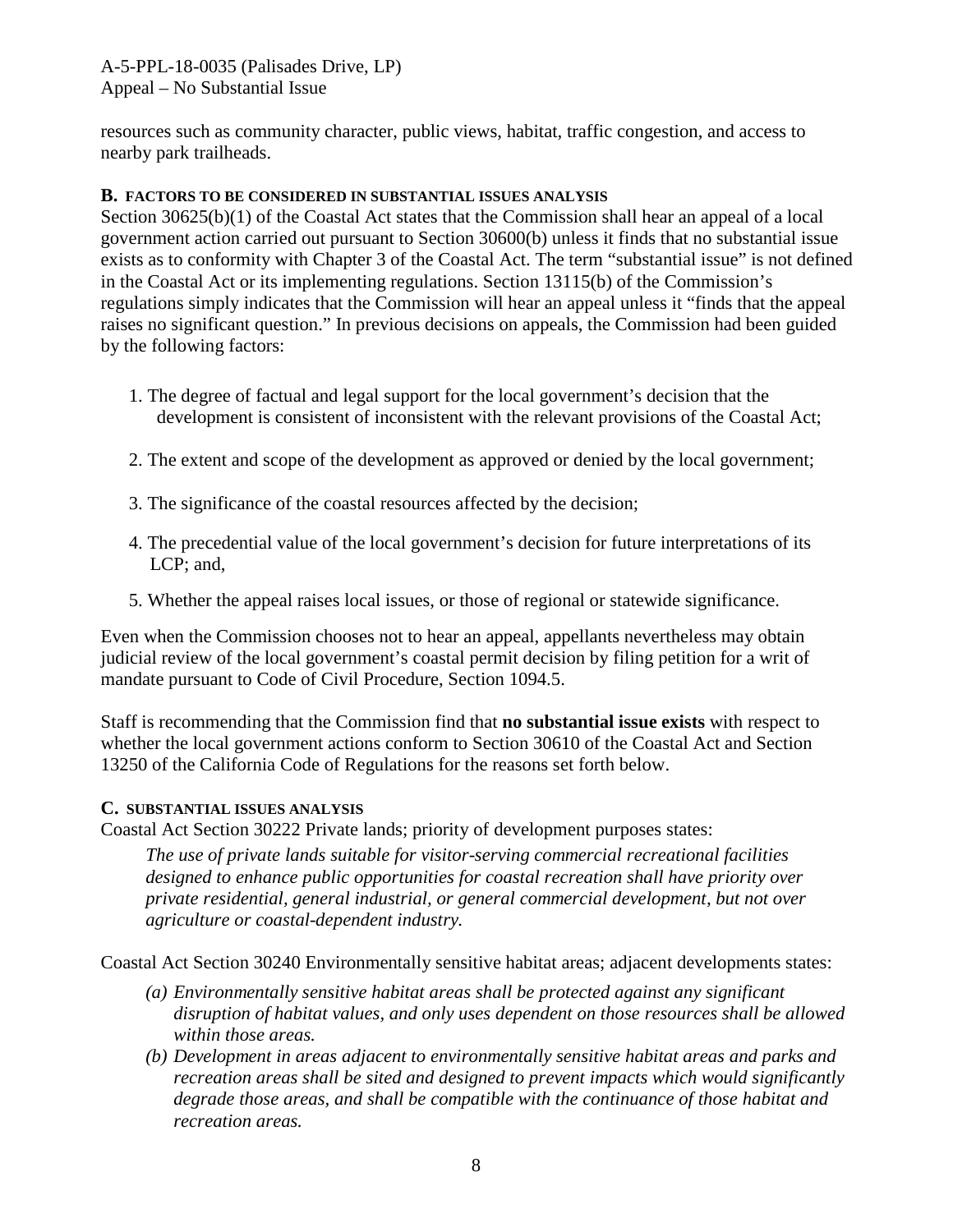resources such as community character, public views, habitat, traffic congestion, and access to nearby park trailheads.

### B. FACTORS TO BE CONSIDERED IN SUBSTANTIAL ISSUES ANALYSIS

Section 30625(b)(1) of the Coastal Act states that the Commission shall hear an appeal of a local government action carried out pursuant to Section 30600(b) unless it finds that no substantial issue exists as to conformity with Chapter 3 of the Coastal Act. The term "substantial issue" is not defined in the Coastal Act or its implementing regulations. Section 13115(b) of the Commission's regulations simply indicates that the Commission will hear an appeal unless it "finds that the appeal raises no significant question." In previous decisions on appeals, the Commission had been guided by the following factors:

1. The degree of factual and legal support for the local government's decision that the development is consistent of inconsistent with the relevant provisions of the Coastal Act;
2. The extent and scope of the development as approved or denied by the local government;
3. The significance of the coastal resources affected by the decision;
4. The precedential value of the local government's decision for future interpretations of its LCP; and,
5. Whether the appeal raises local issues, or those of regional or statewide significance.

Even when the Commission chooses not to hear an appeal, appellants nevertheless may obtain judicial review of the local government's coastal permit decision by filing petition for a writ of mandate pursuant to Code of Civil Procedure, Section 1094.5.

Staff is recommending that the Commission find that **no substantial issue exists** with respect to whether the local government actions conform to Section 30610 of the Coastal Act and Section 13250 of the California Code of Regulations for the reasons set forth below.

### C. SUBSTANTIAL ISSUES ANALYSIS

Coastal Act Section 30222 Private lands; priority of development purposes states:

> *The use of private lands suitable for visitor-serving commercial recreational facilities designed to enhance public opportunities for coastal recreation shall have priority over private residential, general industrial, or general commercial development, but not over agriculture or coastal-dependent industry.*

Coastal Act Section 30240 Environmentally sensitive habitat areas; adjacent developments states:

> *(a) Environmentally sensitive habitat areas shall be protected against any significant disruption of habitat values, and only uses dependent on those resources shall be allowed within those areas.*
>
> *(b) Development in areas adjacent to environmentally sensitive habitat areas and parks and recreation areas shall be sited and designed to prevent impacts which would significantly degrade those areas, and shall be compatible with the continuance of those habitat and recreation areas.*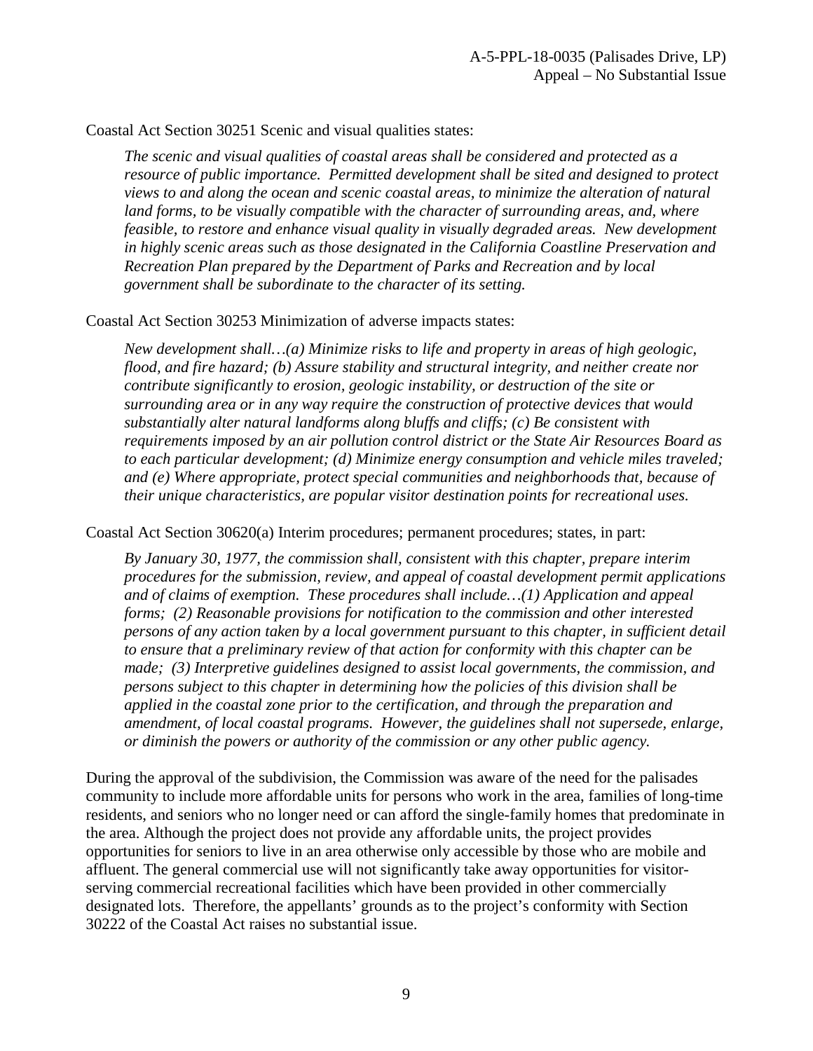Coastal Act Section 30251 Scenic and visual qualities states:

> *The scenic and visual qualities of coastal areas shall be considered and protected as a resource of public importance. Permitted development shall be sited and designed to protect views to and along the ocean and scenic coastal areas, to minimize the alteration of natural land forms, to be visually compatible with the character of surrounding areas, and, where feasible, to restore and enhance visual quality in visually degraded areas. New development in highly scenic areas such as those designated in the California Coastline Preservation and Recreation Plan prepared by the Department of Parks and Recreation and by local government shall be subordinate to the character of its setting.*

Coastal Act Section 30253 Minimization of adverse impacts states:

> *New development shall…(a) Minimize risks to life and property in areas of high geologic, flood, and fire hazard; (b) Assure stability and structural integrity, and neither create nor contribute significantly to erosion, geologic instability, or destruction of the site or surrounding area or in any way require the construction of protective devices that would substantially alter natural landforms along bluffs and cliffs; (c) Be consistent with requirements imposed by an air pollution control district or the State Air Resources Board as to each particular development; (d) Minimize energy consumption and vehicle miles traveled; and (e) Where appropriate, protect special communities and neighborhoods that, because of their unique characteristics, are popular visitor destination points for recreational uses.*

Coastal Act Section 30620(a) Interim procedures; permanent procedures; states, in part:

> *By January 30, 1977, the commission shall, consistent with this chapter, prepare interim procedures for the submission, review, and appeal of coastal development permit applications and of claims of exemption. These procedures shall include…(1) Application and appeal forms; (2) Reasonable provisions for notification to the commission and other interested persons of any action taken by a local government pursuant to this chapter, in sufficient detail to ensure that a preliminary review of that action for conformity with this chapter can be made; (3) Interpretive guidelines designed to assist local governments, the commission, and persons subject to this chapter in determining how the policies of this division shall be applied in the coastal zone prior to the certification, and through the preparation and amendment, of local coastal programs. However, the guidelines shall not supersede, enlarge, or diminish the powers or authority of the commission or any other public agency.*

During the approval of the subdivision, the Commission was aware of the need for the palisades community to include more affordable units for persons who work in the area, families of long-time residents, and seniors who no longer need or can afford the single-family homes that predominate in the area. Although the project does not provide any affordable units, the project provides opportunities for seniors to live in an area otherwise only accessible by those who are mobile and affluent. The general commercial use will not significantly take away opportunities for visitor-serving commercial recreational facilities which have been provided in other commercially designated lots. Therefore, the appellants' grounds as to the project's conformity with Section 30222 of the Coastal Act raises no substantial issue.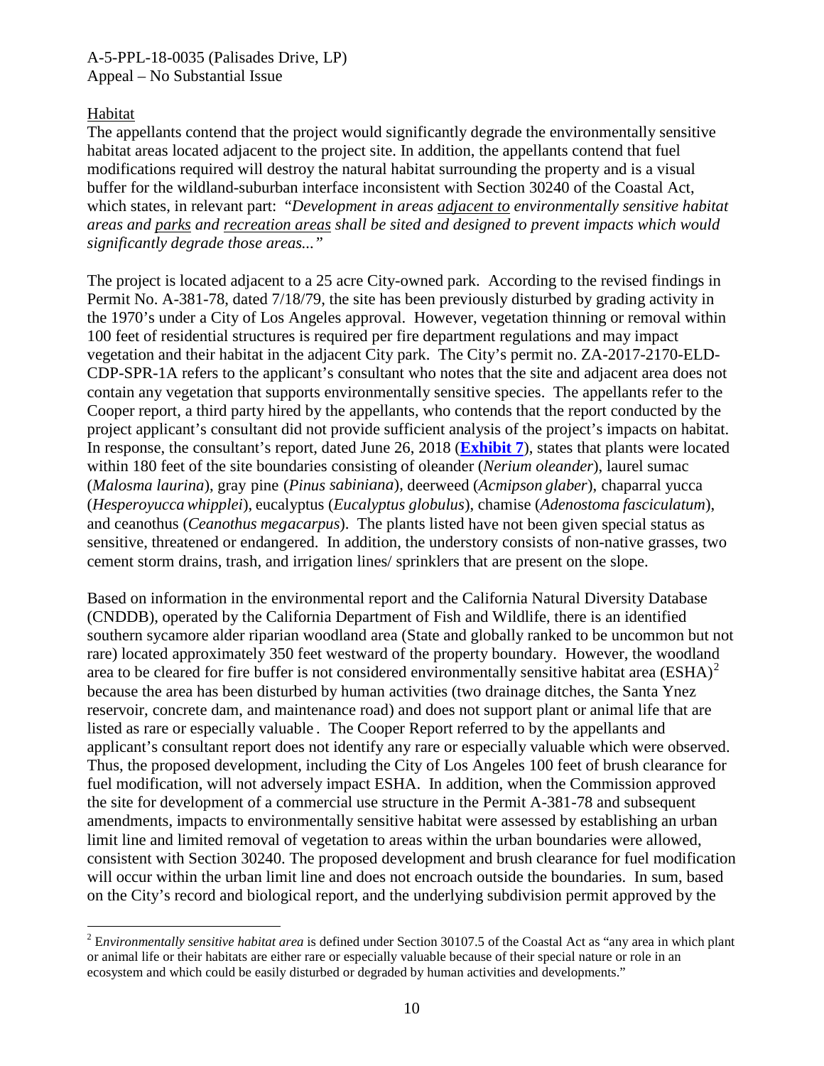## Habitat

The appellants contend that the project would significantly degrade the environmentally sensitive habitat areas located adjacent to the project site. In addition, the appellants contend that fuel modifications required will destroy the natural habitat surrounding the property and is a visual buffer for the wildland-suburban interface inconsistent with Section 30240 of the Coastal Act, which states, in relevant part: *"Development in areas adjacent to environmentally sensitive habitat areas and parks and recreation areas shall be sited and designed to prevent impacts which would significantly degrade those areas..."*

The project is located adjacent to a 25 acre City-owned park. According to the revised findings in Permit No. A-381-78, dated 7/18/79, the site has been previously disturbed by grading activity in the 1970's under a City of Los Angeles approval. However, vegetation thinning or removal within 100 feet of residential structures is required per fire department regulations and may impact vegetation and their habitat in the adjacent City park. The City's permit no. ZA-2017-2170-ELD-CDP-SPR-1A refers to the applicant's consultant who notes that the site and adjacent area does not contain any vegetation that supports environmentally sensitive species. The appellants refer to the Cooper report, a third party hired by the appellants, who contends that the report conducted by the project applicant's consultant did not provide sufficient analysis of the project's impacts on habitat. In response, the consultant's report, dated June 26, 2018 (**Exhibit 7**), states that plants were located within 180 feet of the site boundaries consisting of oleander (*Nerium oleander*), laurel sumac (*Malosma laurina*), gray pine (*Pinus sabiniana*), deerweed (*Acmipson glaber*), chaparral yucca (*Hesperoyucca whipplei*), eucalyptus (*Eucalyptus globulus*), chamise (*Adenostoma fasciculatum*), and ceanothus (*Ceanothus megacarpus*). The plants listed have not been given special status as sensitive, threatened or endangered. In addition, the understory consists of non-native grasses, two cement storm drains, trash, and irrigation lines/ sprinklers that are present on the slope.

Based on information in the environmental report and the California Natural Diversity Database (CNDDB), operated by the California Department of Fish and Wildlife, there is an identified southern sycamore alder riparian woodland area (State and globally ranked to be uncommon but not rare) located approximately 350 feet westward of the property boundary. However, the woodland area to be cleared for fire buffer is not considered environmentally sensitive habitat area (ESHA)[2] because the area has been disturbed by human activities (two drainage ditches, the Santa Ynez reservoir, concrete dam, and maintenance road) and does not support plant or animal life that are listed as rare or especially valuable. The Cooper Report referred to by the appellants and applicant's consultant report does not identify any rare or especially valuable which were observed. Thus, the proposed development, including the City of Los Angeles 100 feet of brush clearance for fuel modification, will not adversely impact ESHA. In addition, when the Commission approved the site for development of a commercial use structure in the Permit A-381-78 and subsequent amendments, impacts to environmentally sensitive habitat were assessed by establishing an urban limit line and limited removal of vegetation to areas within the urban boundaries were allowed, consistent with Section 30240. The proposed development and brush clearance for fuel modification will occur within the urban limit line and does not encroach outside the boundaries. In sum, based on the City's record and biological report, and the underlying subdivision permit approved by the

---

[2] *Environmentally sensitive habitat area* is defined under Section 30107.5 of the Coastal Act as "any area in which plant or animal life or their habitats are either rare or especially valuable because of their special nature or role in an ecosystem and which could be easily disturbed or degraded by human activities and developments."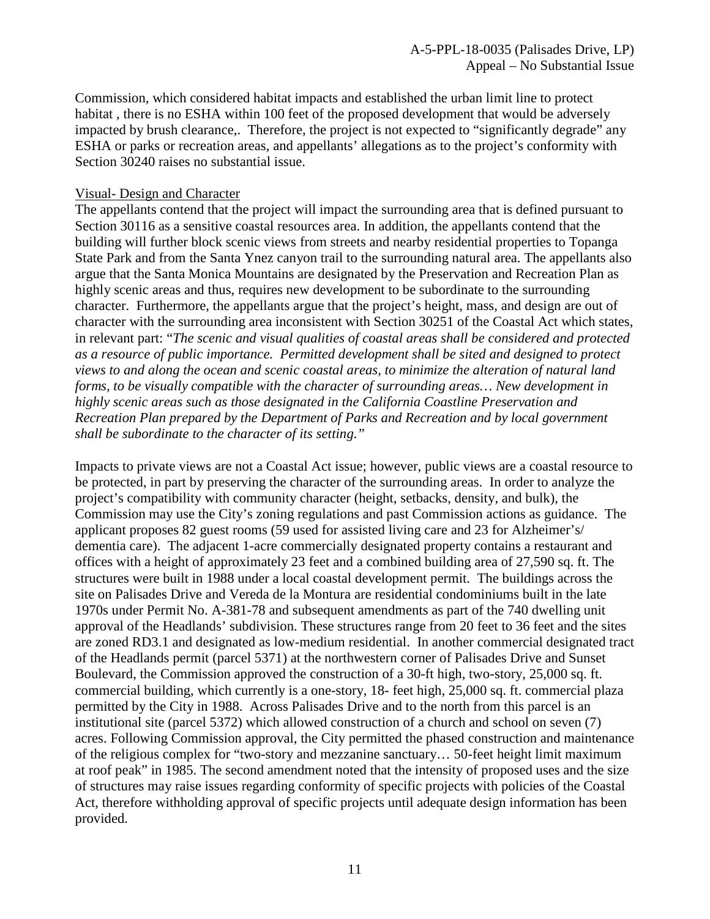Commission, which considered habitat impacts and established the urban limit line to protect habitat , there is no ESHA within 100 feet of the proposed development that would be adversely impacted by brush clearance,. Therefore, the project is not expected to "significantly degrade" any ESHA or parks or recreation areas, and appellants' allegations as to the project's conformity with Section 30240 raises no substantial issue.

Visual- Design and Character

The appellants contend that the project will impact the surrounding area that is defined pursuant to Section 30116 as a sensitive coastal resources area. In addition, the appellants contend that the building will further block scenic views from streets and nearby residential properties to Topanga State Park and from the Santa Ynez canyon trail to the surrounding natural area. The appellants also argue that the Santa Monica Mountains are designated by the Preservation and Recreation Plan as highly scenic areas and thus, requires new development to be subordinate to the surrounding character. Furthermore, the appellants argue that the project's height, mass, and design are out of character with the surrounding area inconsistent with Section 30251 of the Coastal Act which states, in relevant part: "*The scenic and visual qualities of coastal areas shall be considered and protected as a resource of public importance. Permitted development shall be sited and designed to protect views to and along the ocean and scenic coastal areas, to minimize the alteration of natural land forms, to be visually compatible with the character of surrounding areas… New development in highly scenic areas such as those designated in the California Coastline Preservation and Recreation Plan prepared by the Department of Parks and Recreation and by local government shall be subordinate to the character of its setting.*"

Impacts to private views are not a Coastal Act issue; however, public views are a coastal resource to be protected, in part by preserving the character of the surrounding areas. In order to analyze the project's compatibility with community character (height, setbacks, density, and bulk), the Commission may use the City's zoning regulations and past Commission actions as guidance. The applicant proposes 82 guest rooms (59 used for assisted living care and 23 for Alzheimer's/ dementia care). The adjacent 1-acre commercially designated property contains a restaurant and offices with a height of approximately 23 feet and a combined building area of 27,590 sq. ft. The structures were built in 1988 under a local coastal development permit. The buildings across the site on Palisades Drive and Vereda de la Montura are residential condominiums built in the late 1970s under Permit No. A-381-78 and subsequent amendments as part of the 740 dwelling unit approval of the Headlands' subdivision. These structures range from 20 feet to 36 feet and the sites are zoned RD3.1 and designated as low-medium residential. In another commercial designated tract of the Headlands permit (parcel 5371) at the northwestern corner of Palisades Drive and Sunset Boulevard, the Commission approved the construction of a 30-ft high, two-story, 25,000 sq. ft. commercial building, which currently is a one-story, 18- feet high, 25,000 sq. ft. commercial plaza permitted by the City in 1988. Across Palisades Drive and to the north from this parcel is an institutional site (parcel 5372) which allowed construction of a church and school on seven (7) acres. Following Commission approval, the City permitted the phased construction and maintenance of the religious complex for "two-story and mezzanine sanctuary… 50-feet height limit maximum at roof peak" in 1985. The second amendment noted that the intensity of proposed uses and the size of structures may raise issues regarding conformity of specific projects with policies of the Coastal Act, therefore withholding approval of specific projects until adequate design information has been provided.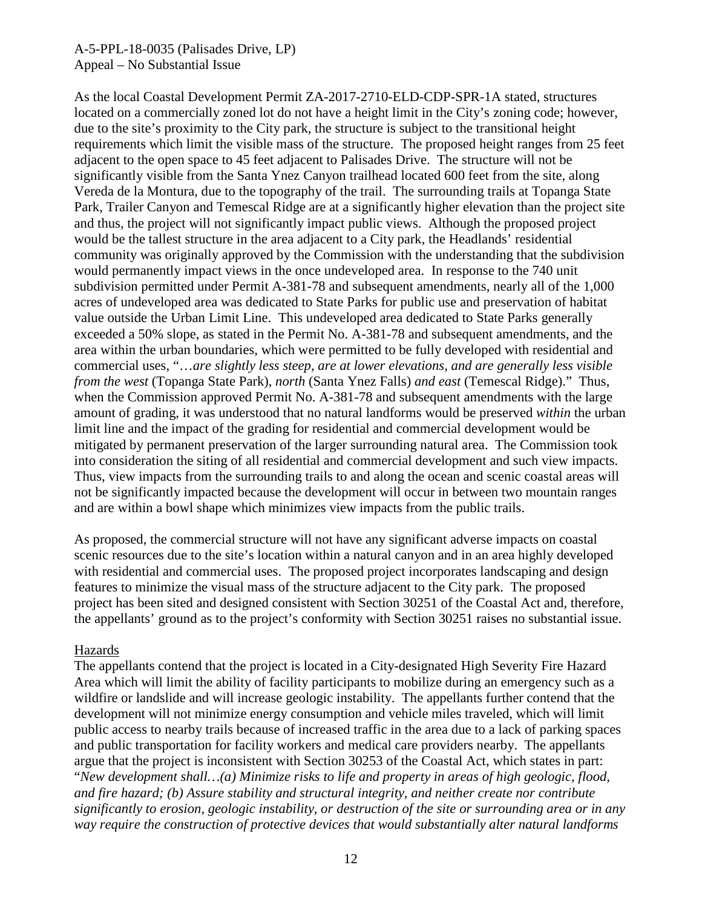As the local Coastal Development Permit ZA-2017-2710-ELD-CDP-SPR-1A stated, structures located on a commercially zoned lot do not have a height limit in the City's zoning code; however, due to the site's proximity to the City park, the structure is subject to the transitional height requirements which limit the visible mass of the structure. The proposed height ranges from 25 feet adjacent to the open space to 45 feet adjacent to Palisades Drive. The structure will not be significantly visible from the Santa Ynez Canyon trailhead located 600 feet from the site, along Vereda de la Montura, due to the topography of the trail. The surrounding trails at Topanga State Park, Trailer Canyon and Temescal Ridge are at a significantly higher elevation than the project site and thus, the project will not significantly impact public views. Although the proposed project would be the tallest structure in the area adjacent to a City park, the Headlands' residential community was originally approved by the Commission with the understanding that the subdivision would permanently impact views in the once undeveloped area. In response to the 740 unit subdivision permitted under Permit A-381-78 and subsequent amendments, nearly all of the 1,000 acres of undeveloped area was dedicated to State Parks for public use and preservation of habitat value outside the Urban Limit Line. This undeveloped area dedicated to State Parks generally exceeded a 50% slope, as stated in the Permit No. A-381-78 and subsequent amendments, and the area within the urban boundaries, which were permitted to be fully developed with residential and commercial uses, "…*are slightly less steep, are at lower elevations, and are generally less visible from the west* (Topanga State Park), *north* (Santa Ynez Falls) *and east* (Temescal Ridge)." Thus, when the Commission approved Permit No. A-381-78 and subsequent amendments with the large amount of grading, it was understood that no natural landforms would be preserved *within* the urban limit line and the impact of the grading for residential and commercial development would be mitigated by permanent preservation of the larger surrounding natural area. The Commission took into consideration the siting of all residential and commercial development and such view impacts. Thus, view impacts from the surrounding trails to and along the ocean and scenic coastal areas will not be significantly impacted because the development will occur in between two mountain ranges and are within a bowl shape which minimizes view impacts from the public trails.

As proposed, the commercial structure will not have any significant adverse impacts on coastal scenic resources due to the site's location within a natural canyon and in an area highly developed with residential and commercial uses. The proposed project incorporates landscaping and design features to minimize the visual mass of the structure adjacent to the City park. The proposed project has been sited and designed consistent with Section 30251 of the Coastal Act and, therefore, the appellants' ground as to the project's conformity with Section 30251 raises no substantial issue.

Hazards

The appellants contend that the project is located in a City-designated High Severity Fire Hazard Area which will limit the ability of facility participants to mobilize during an emergency such as a wildfire or landslide and will increase geologic instability. The appellants further contend that the development will not minimize energy consumption and vehicle miles traveled, which will limit public access to nearby trails because of increased traffic in the area due to a lack of parking spaces and public transportation for facility workers and medical care providers nearby. The appellants argue that the project is inconsistent with Section 30253 of the Coastal Act, which states in part: "*New development shall…(a) Minimize risks to life and property in areas of high geologic, flood, and fire hazard; (b) Assure stability and structural integrity, and neither create nor contribute significantly to erosion, geologic instability, or destruction of the site or surrounding area or in any way require the construction of protective devices that would substantially alter natural landforms*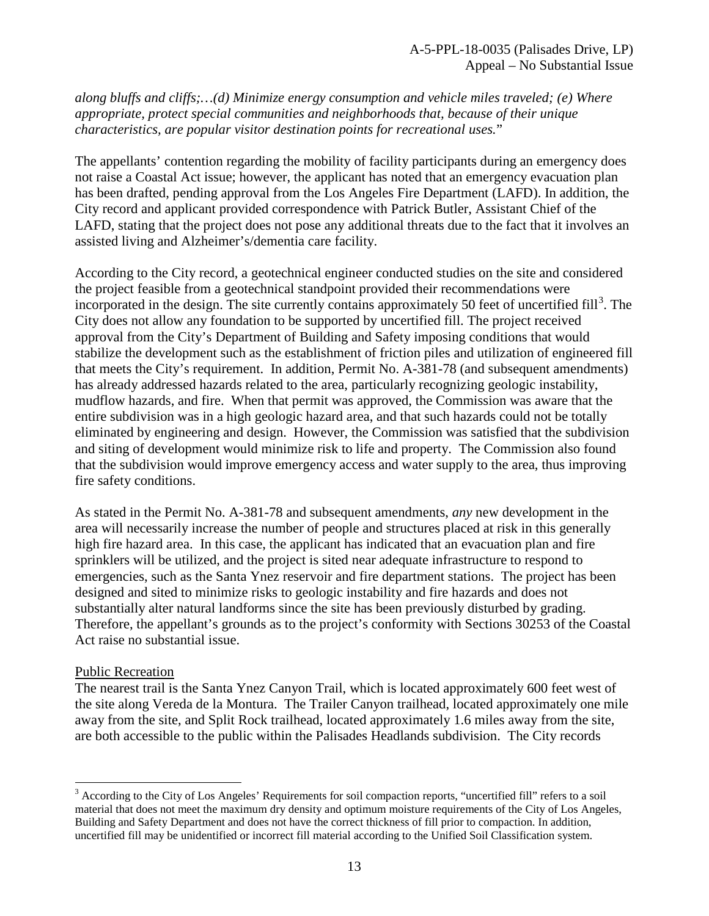*along bluffs and cliffs;…(d) Minimize energy consumption and vehicle miles traveled; (e) Where appropriate, protect special communities and neighborhoods that, because of their unique characteristics, are popular visitor destination points for recreational uses.*"

The appellants' contention regarding the mobility of facility participants during an emergency does not raise a Coastal Act issue; however, the applicant has noted that an emergency evacuation plan has been drafted, pending approval from the Los Angeles Fire Department (LAFD). In addition, the City record and applicant provided correspondence with Patrick Butler, Assistant Chief of the LAFD, stating that the project does not pose any additional threats due to the fact that it involves an assisted living and Alzheimer's/dementia care facility.

According to the City record, a geotechnical engineer conducted studies on the site and considered the project feasible from a geotechnical standpoint provided their recommendations were incorporated in the design. The site currently contains approximately 50 feet of uncertified fill[3]. The City does not allow any foundation to be supported by uncertified fill. The project received approval from the City's Department of Building and Safety imposing conditions that would stabilize the development such as the establishment of friction piles and utilization of engineered fill that meets the City's requirement. In addition, Permit No. A-381-78 (and subsequent amendments) has already addressed hazards related to the area, particularly recognizing geologic instability, mudflow hazards, and fire. When that permit was approved, the Commission was aware that the entire subdivision was in a high geologic hazard area, and that such hazards could not be totally eliminated by engineering and design. However, the Commission was satisfied that the subdivision and siting of development would minimize risk to life and property. The Commission also found that the subdivision would improve emergency access and water supply to the area, thus improving fire safety conditions.

As stated in the Permit No. A-381-78 and subsequent amendments, *any* new development in the area will necessarily increase the number of people and structures placed at risk in this generally high fire hazard area. In this case, the applicant has indicated that an evacuation plan and fire sprinklers will be utilized, and the project is sited near adequate infrastructure to respond to emergencies, such as the Santa Ynez reservoir and fire department stations. The project has been designed and sited to minimize risks to geologic instability and fire hazards and does not substantially alter natural landforms since the site has been previously disturbed by grading. Therefore, the appellant's grounds as to the project's conformity with Sections 30253 of the Coastal Act raise no substantial issue.

Public Recreation

The nearest trail is the Santa Ynez Canyon Trail, which is located approximately 600 feet west of the site along Vereda de la Montura. The Trailer Canyon trailhead, located approximately one mile away from the site, and Split Rock trailhead, located approximately 1.6 miles away from the site, are both accessible to the public within the Palisades Headlands subdivision. The City records

[3] According to the City of Los Angeles' Requirements for soil compaction reports, "uncertified fill" refers to a soil material that does not meet the maximum dry density and optimum moisture requirements of the City of Los Angeles, Building and Safety Department and does not have the correct thickness of fill prior to compaction. In addition, uncertified fill may be unidentified or incorrect fill material according to the Unified Soil Classification system.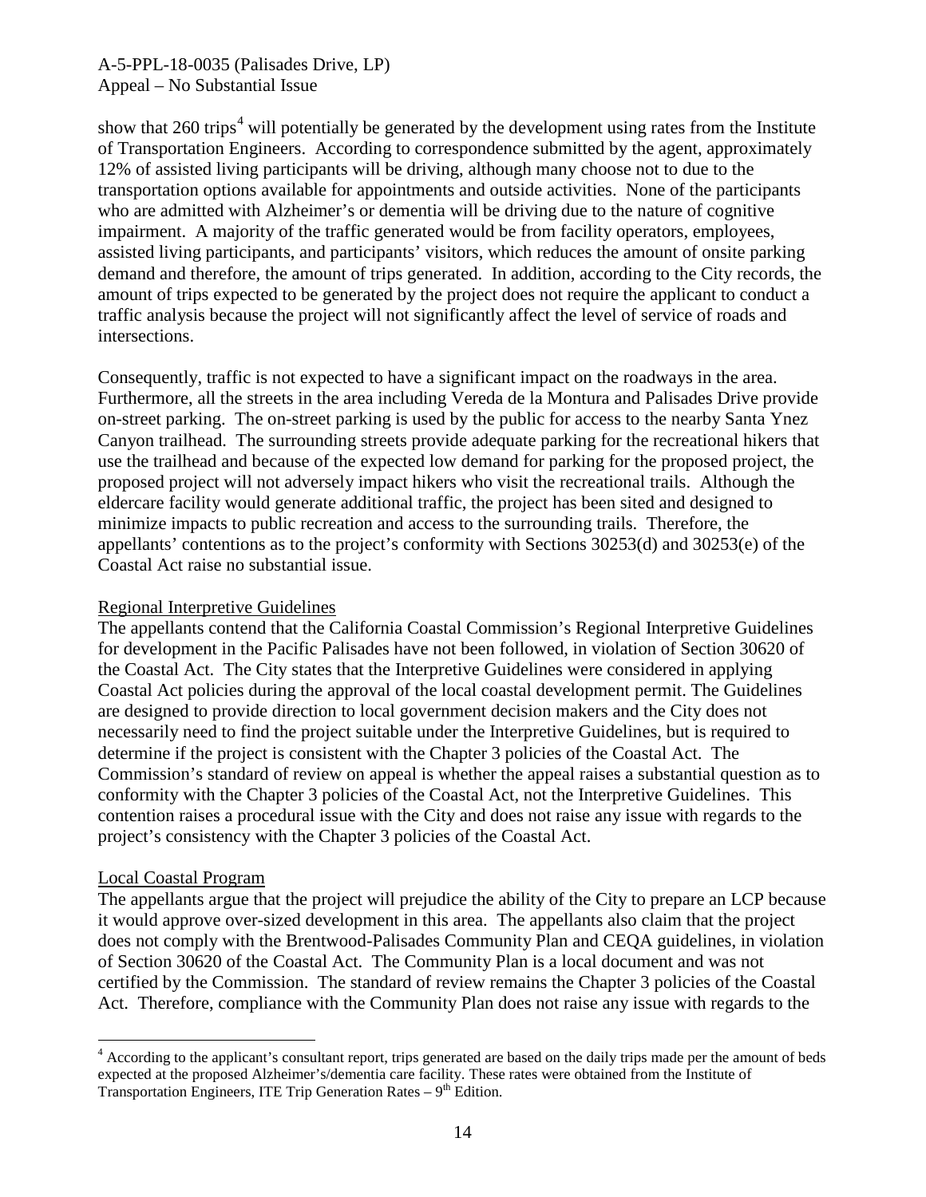show that 260 trips[4] will potentially be generated by the development using rates from the Institute of Transportation Engineers. According to correspondence submitted by the agent, approximately 12% of assisted living participants will be driving, although many choose not to due to the transportation options available for appointments and outside activities. None of the participants who are admitted with Alzheimer's or dementia will be driving due to the nature of cognitive impairment. A majority of the traffic generated would be from facility operators, employees, assisted living participants, and participants' visitors, which reduces the amount of onsite parking demand and therefore, the amount of trips generated. In addition, according to the City records, the amount of trips expected to be generated by the project does not require the applicant to conduct a traffic analysis because the project will not significantly affect the level of service of roads and intersections.

Consequently, traffic is not expected to have a significant impact on the roadways in the area. Furthermore, all the streets in the area including Vereda de la Montura and Palisades Drive provide on-street parking. The on-street parking is used by the public for access to the nearby Santa Ynez Canyon trailhead. The surrounding streets provide adequate parking for the recreational hikers that use the trailhead and because of the expected low demand for parking for the proposed project, the proposed project will not adversely impact hikers who visit the recreational trails. Although the eldercare facility would generate additional traffic, the project has been sited and designed to minimize impacts to public recreation and access to the surrounding trails. Therefore, the appellants' contentions as to the project's conformity with Sections 30253(d) and 30253(e) of the Coastal Act raise no substantial issue.

Regional Interpretive Guidelines

The appellants contend that the California Coastal Commission's Regional Interpretive Guidelines for development in the Pacific Palisades have not been followed, in violation of Section 30620 of the Coastal Act. The City states that the Interpretive Guidelines were considered in applying Coastal Act policies during the approval of the local coastal development permit. The Guidelines are designed to provide direction to local government decision makers and the City does not necessarily need to find the project suitable under the Interpretive Guidelines, but is required to determine if the project is consistent with the Chapter 3 policies of the Coastal Act. The Commission's standard of review on appeal is whether the appeal raises a substantial question as to conformity with the Chapter 3 policies of the Coastal Act, not the Interpretive Guidelines. This contention raises a procedural issue with the City and does not raise any issue with regards to the project's consistency with the Chapter 3 policies of the Coastal Act.

Local Coastal Program

The appellants argue that the project will prejudice the ability of the City to prepare an LCP because it would approve over-sized development in this area. The appellants also claim that the project does not comply with the Brentwood-Palisades Community Plan and CEQA guidelines, in violation of Section 30620 of the Coastal Act. The Community Plan is a local document and was not certified by the Commission. The standard of review remains the Chapter 3 policies of the Coastal Act. Therefore, compliance with the Community Plan does not raise any issue with regards to the

---

[4] According to the applicant's consultant report, trips generated are based on the daily trips made per the amount of beds expected at the proposed Alzheimer's/dementia care facility. These rates were obtained from the Institute of Transportation Engineers, ITE Trip Generation Rates – 9th Edition.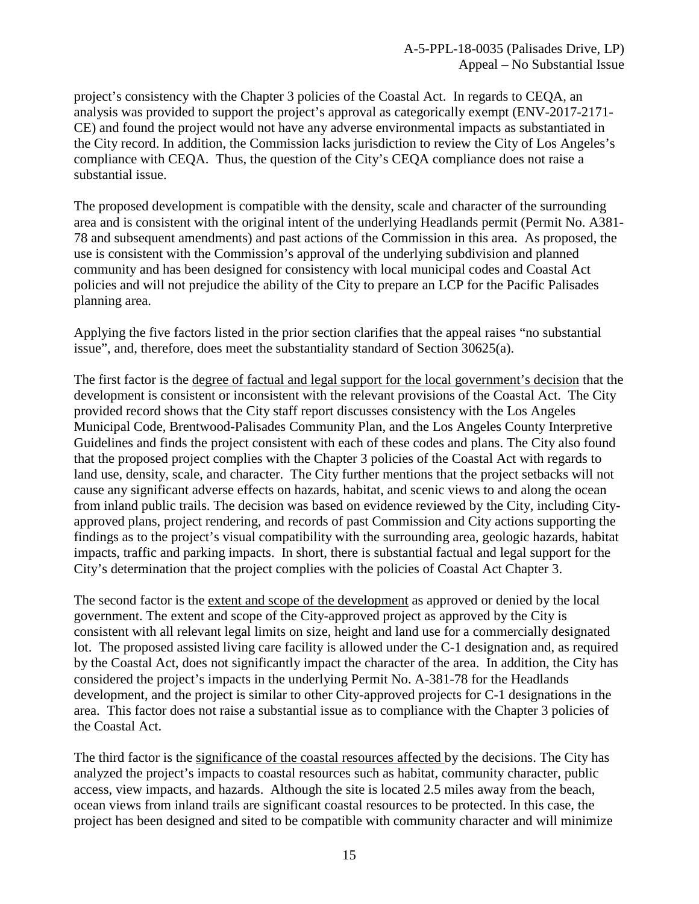project's consistency with the Chapter 3 policies of the Coastal Act. In regards to CEQA, an analysis was provided to support the project's approval as categorically exempt (ENV-2017-2171-CE) and found the project would not have any adverse environmental impacts as substantiated in the City record. In addition, the Commission lacks jurisdiction to review the City of Los Angeles's compliance with CEQA. Thus, the question of the City's CEQA compliance does not raise a substantial issue.

The proposed development is compatible with the density, scale and character of the surrounding area and is consistent with the original intent of the underlying Headlands permit (Permit No. A381-78 and subsequent amendments) and past actions of the Commission in this area. As proposed, the use is consistent with the Commission's approval of the underlying subdivision and planned community and has been designed for consistency with local municipal codes and Coastal Act policies and will not prejudice the ability of the City to prepare an LCP for the Pacific Palisades planning area.

Applying the five factors listed in the prior section clarifies that the appeal raises "no substantial issue", and, therefore, does meet the substantiality standard of Section 30625(a).

The first factor is the <u>degree of factual and legal support for the local government's decision</u> that the development is consistent or inconsistent with the relevant provisions of the Coastal Act. The City provided record shows that the City staff report discusses consistency with the Los Angeles Municipal Code, Brentwood-Palisades Community Plan, and the Los Angeles County Interpretive Guidelines and finds the project consistent with each of these codes and plans. The City also found that the proposed project complies with the Chapter 3 policies of the Coastal Act with regards to land use, density, scale, and character. The City further mentions that the project setbacks will not cause any significant adverse effects on hazards, habitat, and scenic views to and along the ocean from inland public trails. The decision was based on evidence reviewed by the City, including City-approved plans, project rendering, and records of past Commission and City actions supporting the findings as to the project's visual compatibility with the surrounding area, geologic hazards, habitat impacts, traffic and parking impacts. In short, there is substantial factual and legal support for the City's determination that the project complies with the policies of Coastal Act Chapter 3.

The second factor is the <u>extent and scope of the development</u> as approved or denied by the local government. The extent and scope of the City-approved project as approved by the City is consistent with all relevant legal limits on size, height and land use for a commercially designated lot. The proposed assisted living care facility is allowed under the C-1 designation and, as required by the Coastal Act, does not significantly impact the character of the area. In addition, the City has considered the project's impacts in the underlying Permit No. A-381-78 for the Headlands development, and the project is similar to other City-approved projects for C-1 designations in the area. This factor does not raise a substantial issue as to compliance with the Chapter 3 policies of the Coastal Act.

The third factor is the <u>significance of the coastal resources affected</u> by the decisions. The City has analyzed the project's impacts to coastal resources such as habitat, community character, public access, view impacts, and hazards. Although the site is located 2.5 miles away from the beach, ocean views from inland trails are significant coastal resources to be protected. In this case, the project has been designed and sited to be compatible with community character and will minimize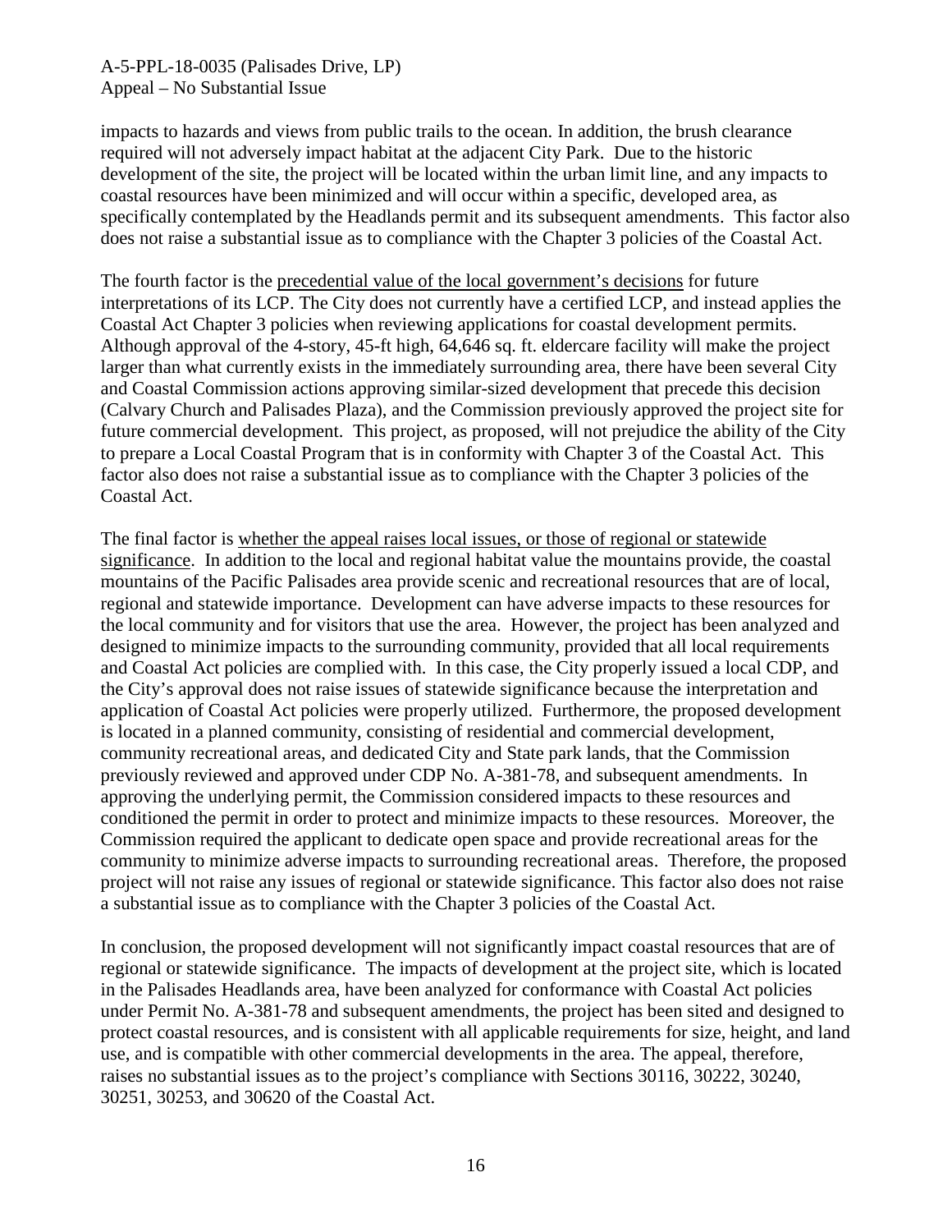impacts to hazards and views from public trails to the ocean. In addition, the brush clearance required will not adversely impact habitat at the adjacent City Park. Due to the historic development of the site, the project will be located within the urban limit line, and any impacts to coastal resources have been minimized and will occur within a specific, developed area, as specifically contemplated by the Headlands permit and its subsequent amendments. This factor also does not raise a substantial issue as to compliance with the Chapter 3 policies of the Coastal Act.

The fourth factor is the <u>precedential value of the local government's decisions</u> for future interpretations of its LCP. The City does not currently have a certified LCP, and instead applies the Coastal Act Chapter 3 policies when reviewing applications for coastal development permits. Although approval of the 4-story, 45-ft high, 64,646 sq. ft. eldercare facility will make the project larger than what currently exists in the immediately surrounding area, there have been several City and Coastal Commission actions approving similar-sized development that precede this decision (Calvary Church and Palisades Plaza), and the Commission previously approved the project site for future commercial development. This project, as proposed, will not prejudice the ability of the City to prepare a Local Coastal Program that is in conformity with Chapter 3 of the Coastal Act. This factor also does not raise a substantial issue as to compliance with the Chapter 3 policies of the Coastal Act.

The final factor is <u>whether the appeal raises local issues, or those of regional or statewide significance</u>. In addition to the local and regional habitat value the mountains provide, the coastal mountains of the Pacific Palisades area provide scenic and recreational resources that are of local, regional and statewide importance. Development can have adverse impacts to these resources for the local community and for visitors that use the area. However, the project has been analyzed and designed to minimize impacts to the surrounding community, provided that all local requirements and Coastal Act policies are complied with. In this case, the City properly issued a local CDP, and the City's approval does not raise issues of statewide significance because the interpretation and application of Coastal Act policies were properly utilized. Furthermore, the proposed development is located in a planned community, consisting of residential and commercial development, community recreational areas, and dedicated City and State park lands, that the Commission previously reviewed and approved under CDP No. A-381-78, and subsequent amendments. In approving the underlying permit, the Commission considered impacts to these resources and conditioned the permit in order to protect and minimize impacts to these resources. Moreover, the Commission required the applicant to dedicate open space and provide recreational areas for the community to minimize adverse impacts to surrounding recreational areas. Therefore, the proposed project will not raise any issues of regional or statewide significance. This factor also does not raise a substantial issue as to compliance with the Chapter 3 policies of the Coastal Act.

In conclusion, the proposed development will not significantly impact coastal resources that are of regional or statewide significance. The impacts of development at the project site, which is located in the Palisades Headlands area, have been analyzed for conformance with Coastal Act policies under Permit No. A-381-78 and subsequent amendments, the project has been sited and designed to protect coastal resources, and is consistent with all applicable requirements for size, height, and land use, and is compatible with other commercial developments in the area. The appeal, therefore, raises no substantial issues as to the project's compliance with Sections 30116, 30222, 30240, 30251, 30253, and 30620 of the Coastal Act.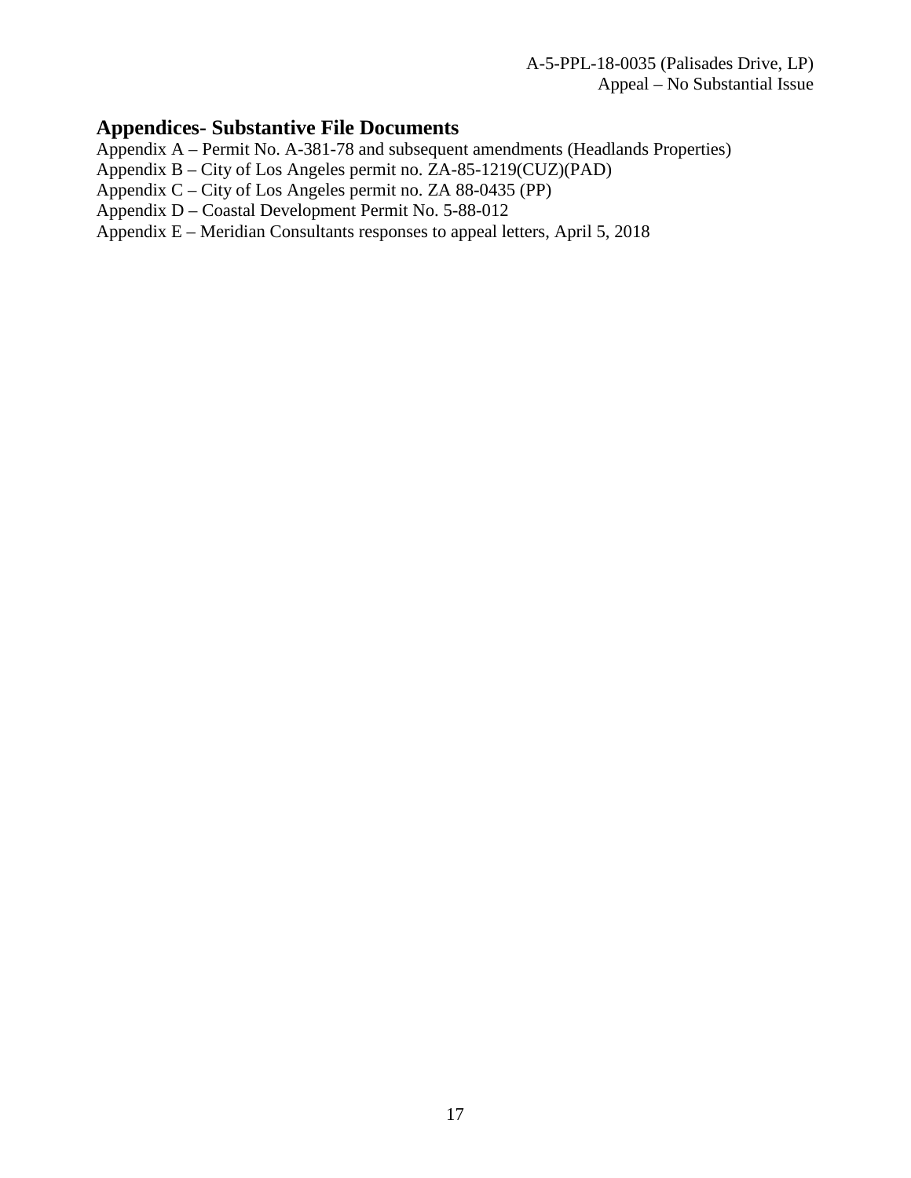## Appendices- Substantive File Documents

Appendix A – Permit No. A-381-78 and subsequent amendments (Headlands Properties)
Appendix B – City of Los Angeles permit no. ZA-85-1219(CUZ)(PAD)
Appendix C – City of Los Angeles permit no. ZA 88-0435 (PP)
Appendix D – Coastal Development Permit No. 5-88-012
Appendix E – Meridian Consultants responses to appeal letters, April 5, 2018